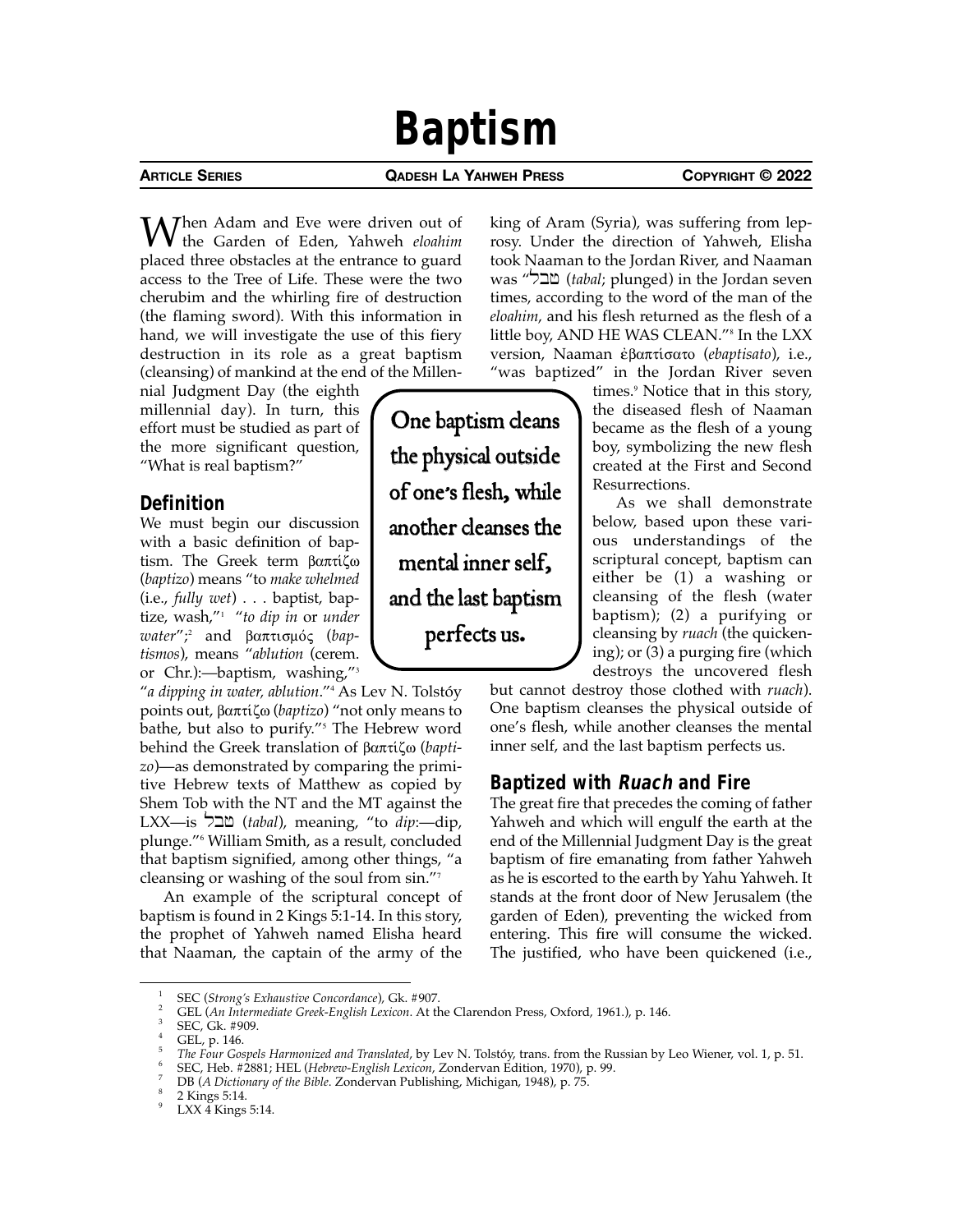# Baptism

**Article Series** — **Qadesh La Yahweh Press** — **Copyright © 2022**

When Adam and Eve were driven out of the Garden of Eden, Yahweh *eloahim* placed three obstacles at the entrance to guard access to the Tree of Life. These were the two cherubim and the whirling fire of destruction (the flaming sword). With this information in hand, we will investigate the use of this fiery destruction in its role as a great baptism (cleansing) of mankind at the end of the Millennial Judgment Day (the eighth millennial day). In turn, this effort must be studied as part of the more significant question, "What is real baptism?"

## Definition

We must begin our discussion with a basic definition of baptism. The Greek term βαπτίζω (*baptizo*) means "to *make whelmed* (i.e., *fully wet*) . . . baptist, baptize, wash,"[1] "*to dip in* or *under water*";[2] and βαπτισμός (*baptismos*), means "*ablution* (cerem. or Chr.):—baptism, washing,"[3] "*a dipping in water, ablution*."[4] As Lev N. Tolstóy points out, βαπτίζω (*baptizo*) "not only means to bathe, but also to purify."[5] The Hebrew word behind the Greek translation of βαπτίζω (*baptizo*)—as demonstrated by comparing the primitive Hebrew texts of Matthew as copied by Shem Tob with the NT and the MT against the LXX—is טבל (*tabal*), meaning, "to *dip*:—dip, plunge."[6] William Smith, as a result, concluded that baptism signified, among other things, "a cleansing or washing of the soul from sin."[7]

An example of the scriptural concept of baptism is found in 2 Kings 5:1-14. In this story, the prophet of Yahweh named Elisha heard that Naaman, the captain of the army of the king of Aram (Syria), was suffering from leprosy. Under the direction of Yahweh, Elisha took Naaman to the Jordan River, and Naaman was "טבל (*tabal*; plunged) in the Jordan seven times, according to the word of the man of the *eloahim*, and his flesh returned as the flesh of a little boy, AND HE WAS CLEAN."[8] In the LXX version, Naaman ἐβαπτίσατο (*ebaptisato*), i.e., "was baptized" in the Jordan River seven times.[9] Notice that in this story, the diseased flesh of Naaman became as the flesh of a young boy, symbolizing the new flesh created at the First and Second Resurrections.

> One baptism cleans the physical outside of one's flesh, while another cleanses the mental inner self, and the last baptism perfects us.

As we shall demonstrate below, based upon these various understandings of the scriptural concept, baptism can either be (1) a washing or cleansing of the flesh (water baptism); (2) a purifying or cleansing by *ruach* (the quickening); or (3) a purging fire (which destroys the uncovered flesh but cannot destroy those clothed with *ruach*). One baptism cleanses the physical outside of one's flesh, while another cleanses the mental inner self, and the last baptism perfects us.

## Baptized with *Ruach* and Fire

The great fire that precedes the coming of father Yahweh and which will engulf the earth at the end of the Millennial Judgment Day is the great baptism of fire emanating from father Yahweh as he is escorted to the earth by Yahu Yahweh. It stands at the front door of New Jerusalem (the garden of Eden), preventing the wicked from entering. This fire will consume the wicked. The justified, who have been quickened (i.e.,

---

1. SEC (*Strong's Exhaustive Concordance*), Gk. #907.
2. GEL (*An Intermediate Greek-English Lexicon*. At the Clarendon Press, Oxford, 1961.), p. 146.
3. SEC, Gk. #909.
4. GEL, p. 146.
5. *The Four Gospels Harmonized and Translated*, by Lev N. Tolstóy, trans. from the Russian by Leo Wiener, vol. 1, p. 51.
6. SEC, Heb. #2881; HEL (*Hebrew-English Lexicon*, Zondervan Edition, 1970), p. 99.
7. DB (*A Dictionary of the Bible*. Zondervan Publishing, Michigan, 1948), p. 75.
8. 2 Kings 5:14.
9. LXX 4 Kings 5:14.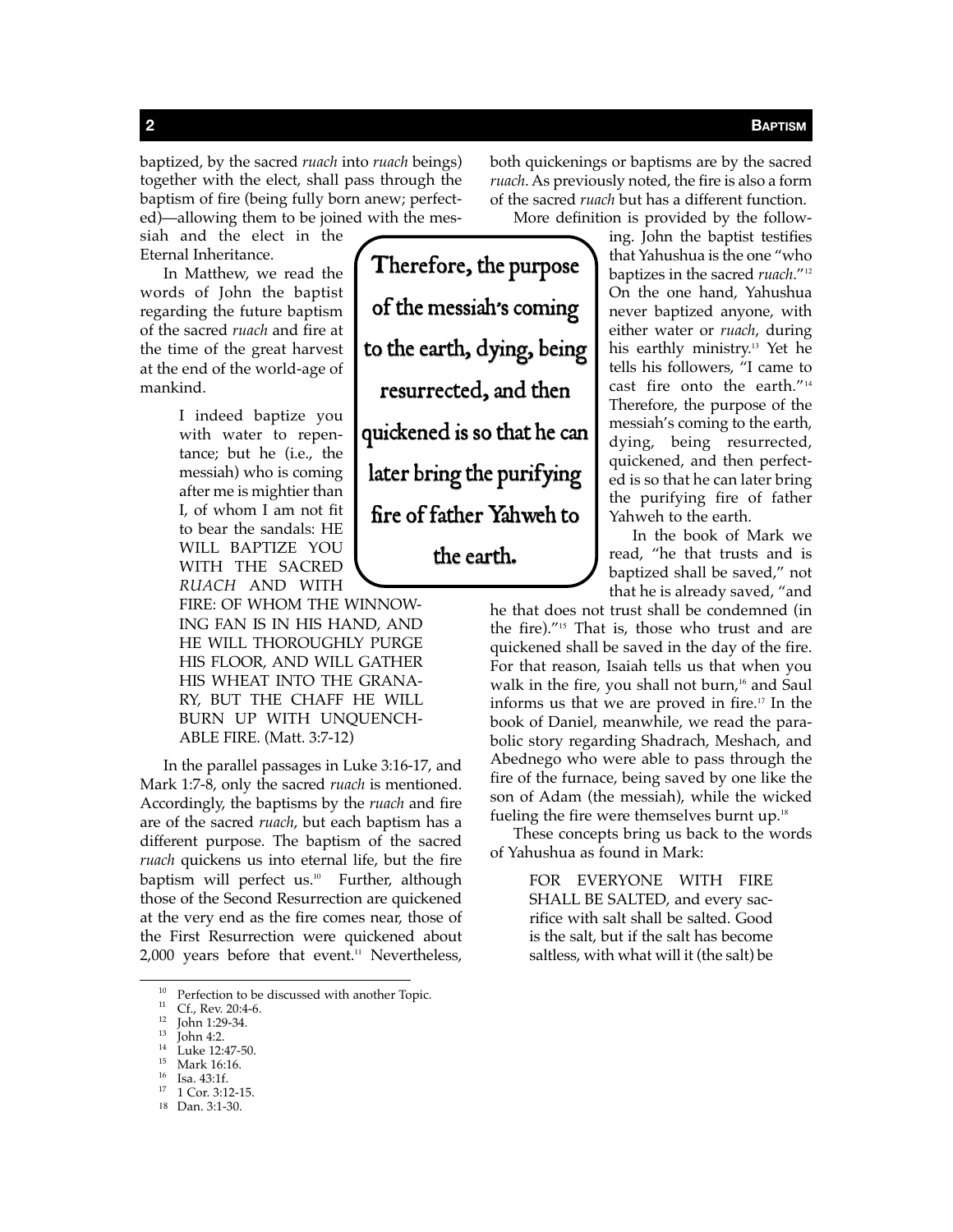baptized, by the sacred *ruach* into *ruach* beings) together with the elect, shall pass through the baptism of fire (being fully born anew; perfected)—allowing them to be joined with the messiah and the elect in the Eternal Inheritance.

In Matthew, we read the words of John the baptist regarding the future baptism of the sacred *ruach* and fire at the time of the great harvest at the end of the world-age of mankind.

> I indeed baptize you with water to repentance; but he (i.e., the messiah) who is coming after me is mightier than I, of whom I am not fit to bear the sandals: HE WILL BAPTIZE YOU WITH THE SACRED *RUACH* AND WITH FIRE: OF WHOM THE WINNOWING FAN IS IN HIS HAND, AND HE WILL THOROUGHLY PURGE HIS FLOOR, AND WILL GATHER HIS WHEAT INTO THE GRANARY, BUT THE CHAFF HE WILL BURN UP WITH UNQUENCHABLE FIRE. (Matt. 3:7-12)

In the parallel passages in Luke 3:16-17, and Mark 1:7-8, only the sacred *ruach* is mentioned. Accordingly, the baptisms by the *ruach* and fire are of the sacred *ruach*, but each baptism has a different purpose. The baptism of the sacred *ruach* quickens us into eternal life, but the fire baptism will perfect us.[10] Further, although those of the Second Resurrection are quickened at the very end as the fire comes near, those of the First Resurrection were quickened about 2,000 years before that event.[11] Nevertheless, both quickenings or baptisms are by the sacred *ruach*. As previously noted, the fire is also a form of the sacred *ruach* but has a different function.

> Therefore, the purpose of the messiah's coming to the earth, dying, being resurrected, and then quickened is so that he can later bring the purifying fire of father Yahweh to the earth.

More definition is provided by the following. John the baptist testifies that Yahushua is the one "who baptizes in the sacred *ruach*."[12] On the one hand, Yahushua never baptized anyone, with either water or *ruach*, during his earthly ministry.[13] Yet he tells his followers, "I came to cast fire onto the earth."[14] Therefore, the purpose of the messiah's coming to the earth, dying, being resurrected, quickened, and then perfected is so that he can later bring the purifying fire of father Yahweh to the earth.

In the book of Mark we read, "he that trusts and is baptized shall be saved," not that he is already saved, "and he that does not trust shall be condemned (in the fire)."[15] That is, those who trust and are quickened shall be saved in the day of the fire. For that reason, Isaiah tells us that when you walk in the fire, you shall not burn,[16] and Saul informs us that we are proved in fire.[17] In the book of Daniel, meanwhile, we read the parabolic story regarding Shadrach, Meshach, and Abednego who were able to pass through the fire of the furnace, being saved by one like the son of Adam (the messiah), while the wicked fueling the fire were themselves burnt up.[18]

These concepts bring us back to the words of Yahushua as found in Mark:

> FOR EVERYONE WITH FIRE SHALL BE SALTED, and every sacrifice with salt shall be salted. Good is the salt, but if the salt has become saltless, with what will it (the salt) be

---

[10] Perfection to be discussed with another Topic.
[11] Cf., Rev. 20:4-6.
[12] John 1:29-34.
[13] John 4:2.
[14] Luke 12:47-50.
[15] Mark 16:16.
[16] Isa. 43:1f.
[17] 1 Cor. 3:12-15.
[18] Dan. 3:1-30.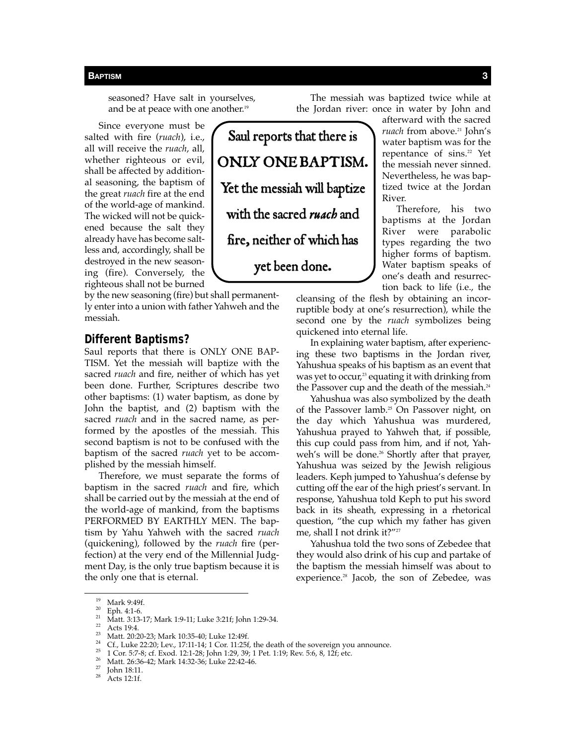seasoned? Have salt in yourselves, and be at peace with one another.[19]

Since everyone must be salted with fire (*ruach*), i.e., all will receive the *ruach*, all, whether righteous or evil, shall be affected by additional seasoning, the baptism of the great *ruach* fire at the end of the world-age of mankind. The wicked will not be quickened because the salt they already have has become saltless and, accordingly, shall be destroyed in the new seasoning (fire). Conversely, the righteous shall not be burned by the new seasoning (fire) but shall permanently enter into a union with father Yahweh and the messiah.

## Different Baptisms?

Saul reports that there is ONLY ONE BAPTISM. Yet the messiah will baptize with the sacred *ruach* and fire, neither of which has yet been done. Further, Scriptures describe two other baptisms: (1) water baptism, as done by John the baptist, and (2) baptism with the sacred *ruach* and in the sacred name, as performed by the apostles of the messiah. This second baptism is not to be confused with the baptism of the sacred *ruach* yet to be accomplished by the messiah himself.

Therefore, we must separate the forms of baptism in the sacred *ruach* and fire, which shall be carried out by the messiah at the end of the world-age of mankind, from the baptisms PERFORMED BY EARTHLY MEN. The baptism by Yahu Yahweh with the sacred *ruach* (quickening), followed by the *ruach* fire (perfection) at the very end of the Millennial Judgment Day, is the only true baptism because it is the only one that is eternal.

> Saul reports that there is ONLY ONE BAPTISM. Yet the messiah will baptize with the sacred *ruach* and fire, neither of which has yet been done.

The messiah was baptized twice while at the Jordan river: once in water by John and afterward with the sacred *ruach* from above.[21] John's water baptism was for the repentance of sins.[22] Yet the messiah never sinned. Nevertheless, he was baptized twice at the Jordan River.

Therefore, his two baptisms at the Jordan River were parabolic types regarding the two higher forms of baptism. Water baptism speaks of one's death and resurrection back to life (i.e., the cleansing of the flesh by obtaining an incorruptible body at one's resurrection), while the second one by the *ruach* symbolizes being quickened into eternal life.

In explaining water baptism, after experiencing these two baptisms in the Jordan river, Yahushua speaks of his baptism as an event that was yet to occur,[23] equating it with drinking from the Passover cup and the death of the messiah.[24]

Yahushua was also symbolized by the death of the Passover lamb.[25] On Passover night, on the day which Yahushua was murdered, Yahushua prayed to Yahweh that, if possible, this cup could pass from him, and if not, Yahweh's will be done.[26] Shortly after that prayer, Yahushua was seized by the Jewish religious leaders. Keph jumped to Yahushua's defense by cutting off the ear of the high priest's servant. In response, Yahushua told Keph to put his sword back in its sheath, expressing in a rhetorical question, "the cup which my father has given me, shall I not drink it?"[27]

Yahushua told the two sons of Zebedee that they would also drink of his cup and partake of the baptism the messiah himself was about to experience.[28] Jacob, the son of Zebedee, was

---

[19] Mark 9:49f.
[20] Eph. 4:1-6.
[21] Matt. 3:13-17; Mark 1:9-11; Luke 3:21f; John 1:29-34.
[22] Acts 19:4.
[23] Matt. 20:20-23; Mark 10:35-40; Luke 12:49f.
[24] Cf., Luke 22:20; Lev., 17:11-14; 1 Cor. 11:25f, the death of the sovereign you announce.
[25] 1 Cor. 5:7-8; cf. Exod. 12:1-28; John 1:29, 39; 1 Pet. 1:19; Rev. 5:6, 8, 12f; etc.
[26] Matt. 26:36-42; Mark 14:32-36; Luke 22:42-46.
[27] John 18:11.
[28] Acts 12:1f.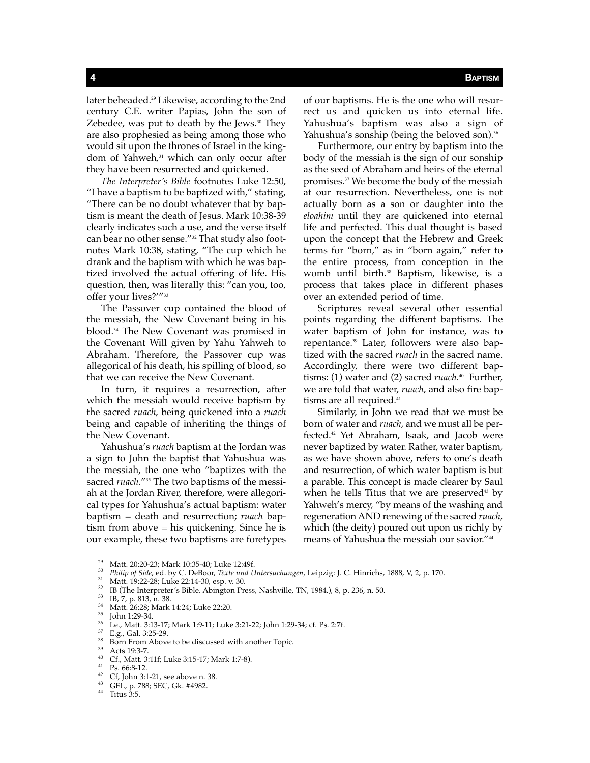later beheaded.[29] Likewise, according to the 2nd century C.E. writer Papias, John the son of Zebedee, was put to death by the Jews.[30] They are also prophesied as being among those who would sit upon the thrones of Israel in the kingdom of Yahweh,[31] which can only occur after they have been resurrected and quickened.

*The Interpreter's Bible* footnotes Luke 12:50, "I have a baptism to be baptized with," stating, "There can be no doubt whatever that by baptism is meant the death of Jesus. Mark 10:38-39 clearly indicates such a use, and the verse itself can bear no other sense."[32] That study also footnotes Mark 10:38, stating, "The cup which he drank and the baptism with which he was baptized involved the actual offering of life. His question, then, was literally this: "can you, too, offer your lives?'"[33]

The Passover cup contained the blood of the messiah, the New Covenant being in his blood.[34] The New Covenant was promised in the Covenant Will given by Yahu Yahweh to Abraham. Therefore, the Passover cup was allegorical of his death, his spilling of blood, so that we can receive the New Covenant.

In turn, it requires a resurrection, after which the messiah would receive baptism by the sacred *ruach*, being quickened into a *ruach* being and capable of inheriting the things of the New Covenant.

Yahushua's *ruach* baptism at the Jordan was a sign to John the baptist that Yahushua was the messiah, the one who "baptizes with the sacred *ruach*."[35] The two baptisms of the messiah at the Jordan River, therefore, were allegorical types for Yahushua's actual baptism: water baptism = death and resurrection; *ruach* baptism from above = his quickening. Since he is our example, these two baptisms are foretypes of our baptisms. He is the one who will resurrect us and quicken us into eternal life. Yahushua's baptism was also a sign of Yahushua's sonship (being the beloved son).[36]

Furthermore, our entry by baptism into the body of the messiah is the sign of our sonship as the seed of Abraham and heirs of the eternal promises.[37] We become the body of the messiah at our resurrection. Nevertheless, one is not actually born as a son or daughter into the *eloahim* until they are quickened into eternal life and perfected. This dual thought is based upon the concept that the Hebrew and Greek terms for "born," as in "born again," refer to the entire process, from conception in the womb until birth.[38] Baptism, likewise, is a process that takes place in different phases over an extended period of time.

Scriptures reveal several other essential points regarding the different baptisms. The water baptism of John for instance, was to repentance.[39] Later, followers were also baptized with the sacred *ruach* in the sacred name. Accordingly, there were two different baptisms: (1) water and (2) sacred *ruach*.[40] Further, we are told that water, *ruach*, and also fire baptisms are all required.[41]

Similarly, in John we read that we must be born of water and *ruach*, and we must all be perfected.[42] Yet Abraham, Isaak, and Jacob were never baptized by water. Rather, water baptism, as we have shown above, refers to one's death and resurrection, of which water baptism is but a parable. This concept is made clearer by Saul when he tells Titus that we are preserved[43] by Yahweh's mercy, "by means of the washing and regeneration AND renewing of the sacred *ruach*, which (the deity) poured out upon us richly by means of Yahushua the messiah our savior."[44]

---

29 Matt. 20:20-23; Mark 10:35-40; Luke 12:49f.
30 *Philip of Side*, ed. by C. DeBoor, *Texte und Untersuchungen*, Leipzig: J. C. Hinrichs, 1888, V, 2, p. 170.
31 Matt. 19:22-28; Luke 22:14-30, esp. v. 30.
32 IB (The Interpreter's Bible. Abington Press, Nashville, TN, 1984.), 8, p. 236, n. 50.
33 IB, 7, p. 813, n. 38.
34 Matt. 26:28; Mark 14:24; Luke 22:20.
35 John 1:29-34.
36 I.e., Matt. 3:13-17; Mark 1:9-11; Luke 3:21-22; John 1:29-34; cf. Ps. 2:7f.
37 E.g., Gal. 3:25-29.
38 Born From Above to be discussed with another Topic.
39 Acts 19:3-7.
40 Cf., Matt. 3:11f; Luke 3:15-17; Mark 1:7-8).
41 Ps. 66:8-12.
42 Cf, John 3:1-21, see above n. 38.
43 GEL, p. 788; SEC, Gk. #4982.
44 Titus 3:5.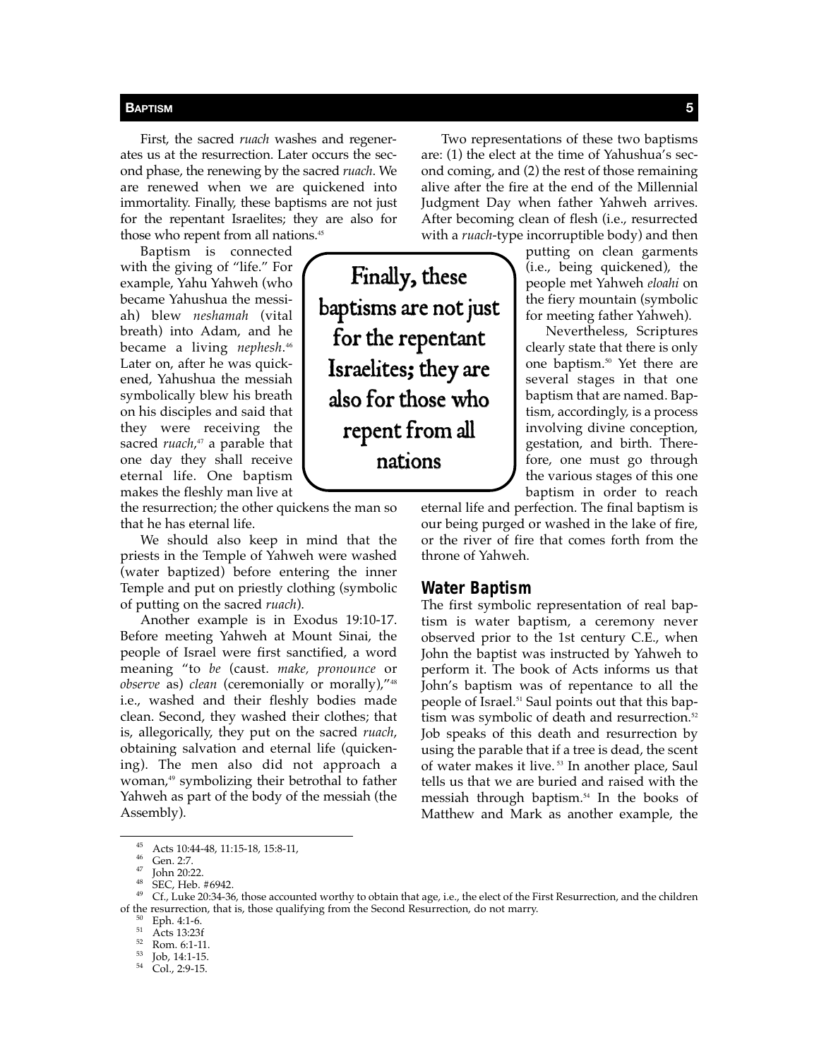First, the sacred *ruach* washes and regenerates us at the resurrection. Later occurs the second phase, the renewing by the sacred *ruach*. We are renewed when we are quickened into immortality. Finally, these baptisms are not just for the repentant Israelites; they are also for those who repent from all nations.[45]

Baptism is connected with the giving of "life." For example, Yahu Yahweh (who became Yahushua the messiah) blew *neshamah* (vital breath) into Adam, and he became a living *nephesh*.[46] Later on, after he was quickened, Yahushua the messiah symbolically blew his breath on his disciples and said that they were receiving the sacred *ruach*,[47] a parable that one day they shall receive eternal life. One baptism makes the fleshly man live at the resurrection; the other quickens the man so that he has eternal life.

> Finally, these baptisms are not just for the repentant Israelites; they are also for those who repent from all nations

We should also keep in mind that the priests in the Temple of Yahweh were washed (water baptized) before entering the inner Temple and put on priestly clothing (symbolic of putting on the sacred *ruach*).

Another example is in Exodus 19:10-17. Before meeting Yahweh at Mount Sinai, the people of Israel were first sanctified, a word meaning "to *be* (caust. *make, pronounce* or *observe* as) *clean* (ceremonially or morally),"[48] i.e., washed and their fleshly bodies made clean. Second, they washed their clothes; that is, allegorically, they put on the sacred *ruach*, obtaining salvation and eternal life (quickening). The men also did not approach a woman,[49] symbolizing their betrothal to father Yahweh as part of the body of the messiah (the Assembly).

Two representations of these two baptisms are: (1) the elect at the time of Yahushua's second coming, and (2) the rest of those remaining alive after the fire at the end of the Millennial Judgment Day when father Yahweh arrives. After becoming clean of flesh (i.e., resurrected with a *ruach*-type incorruptible body) and then putting on clean garments (i.e., being quickened), the people met Yahweh *eloahi* on the fiery mountain (symbolic for meeting father Yahweh).

Nevertheless, Scriptures clearly state that there is only one baptism.[50] Yet there are several stages in that one baptism that are named. Baptism, accordingly, is a process involving divine conception, gestation, and birth. Therefore, one must go through the various stages of this one baptism in order to reach eternal life and perfection. The final baptism is our being purged or washed in the lake of fire, or the river of fire that comes forth from the throne of Yahweh.

## Water Baptism

The first symbolic representation of real baptism is water baptism, a ceremony never observed prior to the 1st century C.E., when John the baptist was instructed by Yahweh to perform it. The book of Acts informs us that John's baptism was of repentance to all the people of Israel.[51] Saul points out that this baptism was symbolic of death and resurrection.[52] Job speaks of this death and resurrection by using the parable that if a tree is dead, the scent of water makes it live.[53] In another place, Saul tells us that we are buried and raised with the messiah through baptism.[54] In the books of Matthew and Mark as another example, the

---

[45] Acts 10:44-48, 11:15-18, 15:8-11,

[46] Gen. 2:7.

[47] John 20:22.

[48] SEC, Heb. #6942.

[49] Cf., Luke 20:34-36, those accounted worthy to obtain that age, i.e., the elect of the First Resurrection, and the children of the resurrection, that is, those qualifying from the Second Resurrection, do not marry.

[50] Eph. 4:1-6.

[51] Acts 13:23f

[52] Rom. 6:1-11.

[53] Job, 14:1-15.

[54] Col., 2:9-15.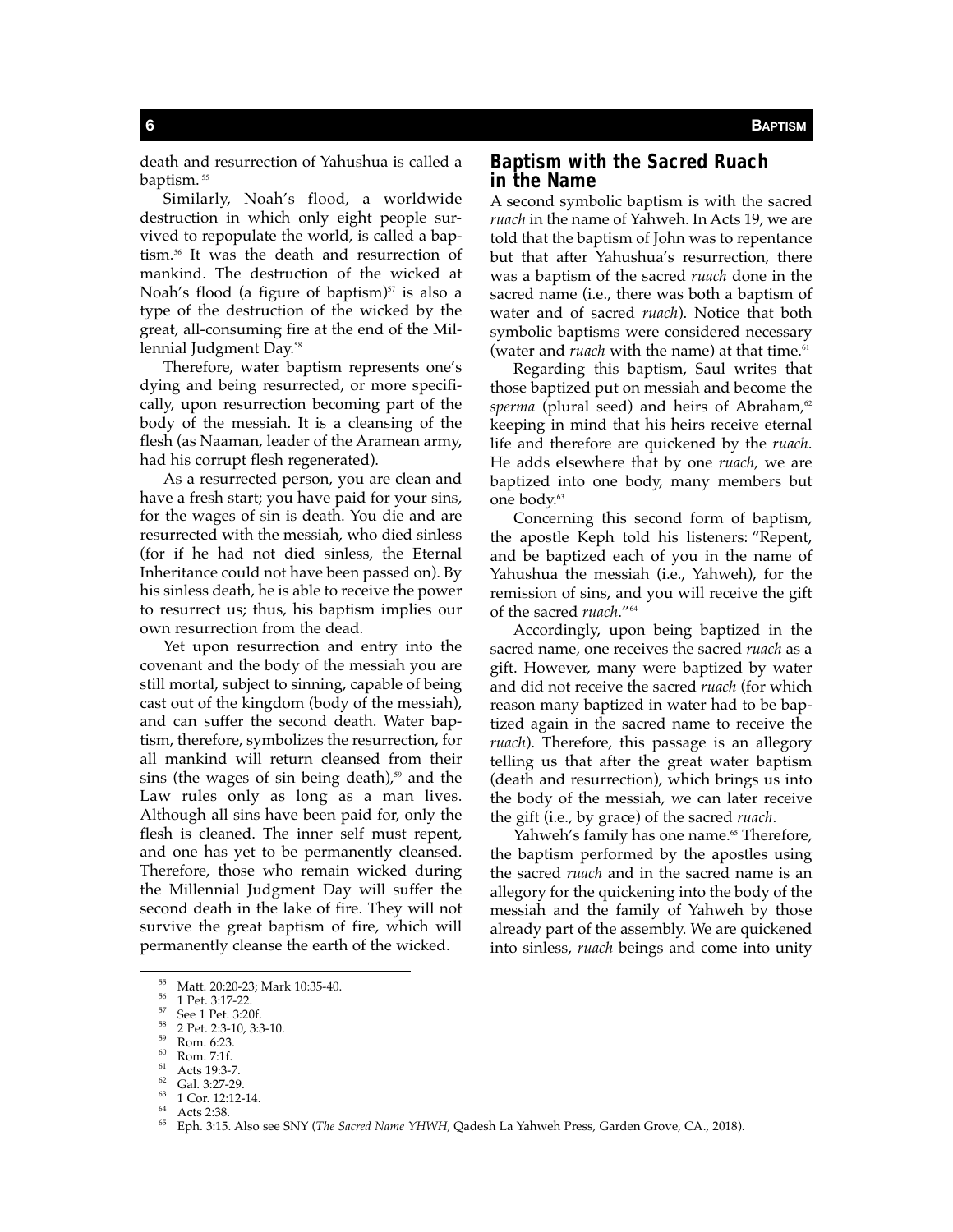death and resurrection of Yahushua is called a baptism.[55]

Similarly, Noah's flood, a worldwide destruction in which only eight people survived to repopulate the world, is called a baptism.[56] It was the death and resurrection of mankind. The destruction of the wicked at Noah's flood (a figure of baptism)[57] is also a type of the destruction of the wicked by the great, all-consuming fire at the end of the Millennial Judgment Day.[58]

Therefore, water baptism represents one's dying and being resurrected, or more specifically, upon resurrection becoming part of the body of the messiah. It is a cleansing of the flesh (as Naaman, leader of the Aramean army, had his corrupt flesh regenerated).

As a resurrected person, you are clean and have a fresh start; you have paid for your sins, for the wages of sin is death. You die and are resurrected with the messiah, who died sinless (for if he had not died sinless, the Eternal Inheritance could not have been passed on). By his sinless death, he is able to receive the power to resurrect us; thus, his baptism implies our own resurrection from the dead.

Yet upon resurrection and entry into the covenant and the body of the messiah you are still mortal, subject to sinning, capable of being cast out of the kingdom (body of the messiah), and can suffer the second death. Water baptism, therefore, symbolizes the resurrection, for all mankind will return cleansed from their sins (the wages of sin being death),[59] and the Law rules only as long as a man lives. Although all sins have been paid for, only the flesh is cleaned. The inner self must repent, and one has yet to be permanently cleansed. Therefore, those who remain wicked during the Millennial Judgment Day will suffer the second death in the lake of fire. They will not survive the great baptism of fire, which will permanently cleanse the earth of the wicked.

## Baptism with the Sacred Ruach in the Name

A second symbolic baptism is with the sacred *ruach* in the name of Yahweh. In Acts 19, we are told that the baptism of John was to repentance but that after Yahushua's resurrection, there was a baptism of the sacred *ruach* done in the sacred name (i.e., there was both a baptism of water and of sacred *ruach*). Notice that both symbolic baptisms were considered necessary (water and *ruach* with the name) at that time.[61]

Regarding this baptism, Saul writes that those baptized put on messiah and become the *sperma* (plural seed) and heirs of Abraham,[62] keeping in mind that his heirs receive eternal life and therefore are quickened by the *ruach*. He adds elsewhere that by one *ruach*, we are baptized into one body, many members but one body.[63]

Concerning this second form of baptism, the apostle Keph told his listeners: "Repent, and be baptized each of you in the name of Yahushua the messiah (i.e., Yahweh), for the remission of sins, and you will receive the gift of the sacred *ruach*."[64]

Accordingly, upon being baptized in the sacred name, one receives the sacred *ruach* as a gift. However, many were baptized by water and did not receive the sacred *ruach* (for which reason many baptized in water had to be baptized again in the sacred name to receive the *ruach*). Therefore, this passage is an allegory telling us that after the great water baptism (death and resurrection), which brings us into the body of the messiah, we can later receive the gift (i.e., by grace) of the sacred *ruach*.

Yahweh's family has one name.[65] Therefore, the baptism performed by the apostles using the sacred *ruach* and in the sacred name is an allegory for the quickening into the body of the messiah and the family of Yahweh by those already part of the assembly. We are quickened into sinless, *ruach* beings and come into unity

---

[55] Matt. 20:20-23; Mark 10:35-40.

[56] 1 Pet. 3:17-22.

[57] See 1 Pet. 3:20f.

[58] 2 Pet. 2:3-10, 3:3-10.

[59] Rom. 6:23.

[60] Rom. 7:1f.

[61] Acts 19:3-7.

[62] Gal. 3:27-29.

[63] 1 Cor. 12:12-14.

[64] Acts 2:38.

[65] Eph. 3:15. Also see SNY (*The Sacred Name YHWH*, Qadesh La Yahweh Press, Garden Grove, CA., 2018).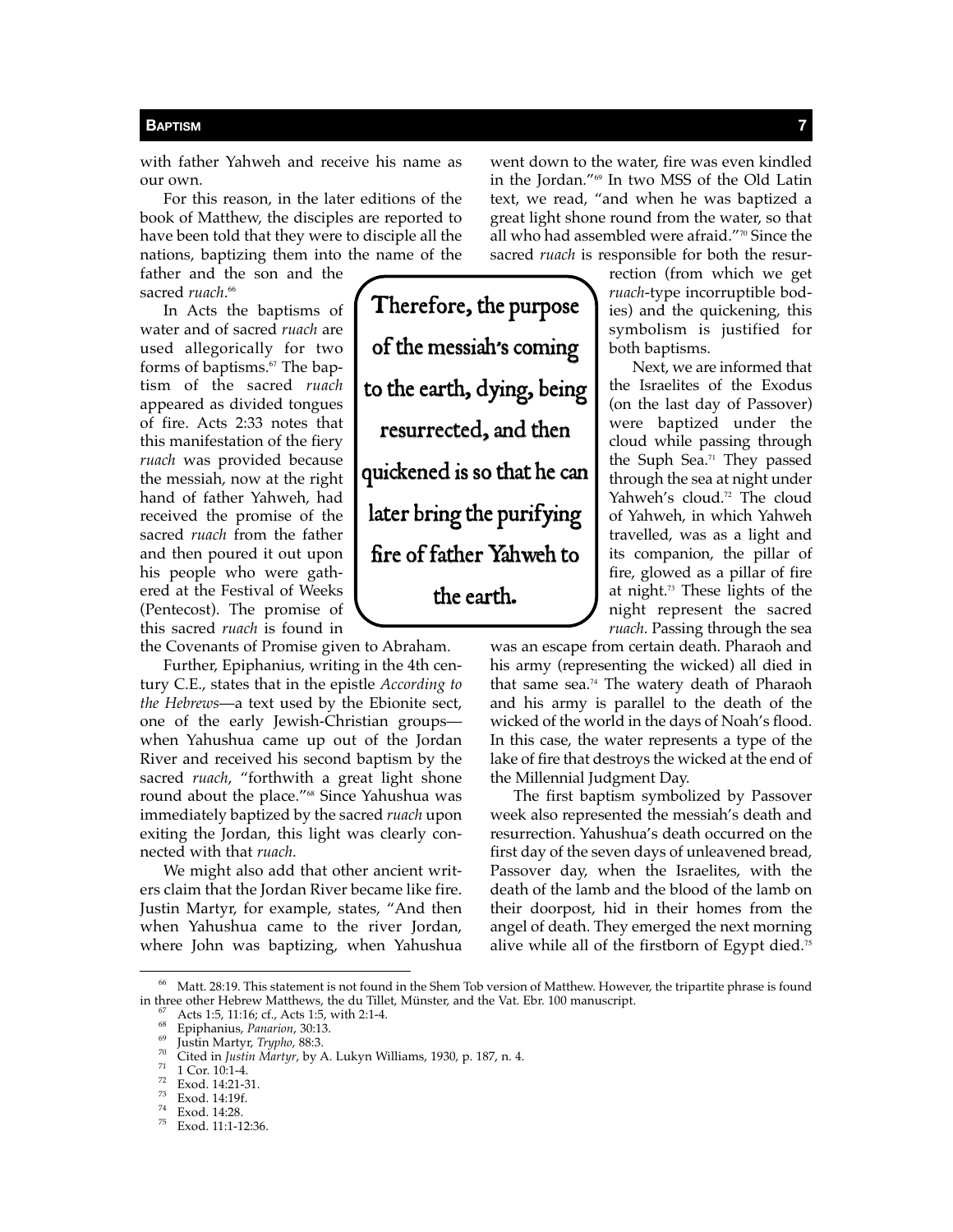with father Yahweh and receive his name as our own.

For this reason, in the later editions of the book of Matthew, the disciples are reported to have been told that they were to disciple all the nations, baptizing them into the name of the father and the son and the sacred *ruach*.[66]

In Acts the baptisms of water and of sacred *ruach* are used allegorically for two forms of baptisms.[67] The baptism of the sacred *ruach* appeared as divided tongues of fire. Acts 2:33 notes that this manifestation of the fiery *ruach* was provided because the messiah, now at the right hand of father Yahweh, had received the promise of the sacred *ruach* from the father and then poured it out upon his people who were gathered at the Festival of Weeks (Pentecost). The promise of this sacred *ruach* is found in the Covenants of Promise given to Abraham.

> **Therefore, the purpose of the messiah's coming to the earth, dying, being resurrected, and then quickened is so that he can later bring the purifying fire of father Yahweh to the earth.**

Further, Epiphanius, writing in the 4th century C.E., states that in the epistle *According to the Hebrews*—a text used by the Ebionite sect, one of the early Jewish-Christian groups—when Yahushua came up out of the Jordan River and received his second baptism by the sacred *ruach*, "forthwith a great light shone round about the place."[68] Since Yahushua was immediately baptized by the sacred *ruach* upon exiting the Jordan, this light was clearly connected with that *ruach*.

We might also add that other ancient writers claim that the Jordan River became like fire. Justin Martyr, for example, states, "And then when Yahushua came to the river Jordan, where John was baptizing, when Yahushua went down to the water, fire was even kindled in the Jordan."[69] In two MSS of the Old Latin text, we read, "and when he was baptized a great light shone round from the water, so that all who had assembled were afraid."[70] Since the sacred *ruach* is responsible for both the resurrection (from which we get *ruach*-type incorruptible bodies) and the quickening, this symbolism is justified for both baptisms.

Next, we are informed that the Israelites of the Exodus (on the last day of Passover) were baptized under the cloud while passing through the Suph Sea.[71] They passed through the sea at night under Yahweh's cloud.[72] The cloud of Yahweh, in which Yahweh travelled, was as a light and its companion, the pillar of fire, glowed as a pillar of fire at night.[73] These lights of the night represent the sacred *ruach*. Passing through the sea was an escape from certain death. Pharaoh and his army (representing the wicked) all died in that same sea.[74] The watery death of Pharaoh and his army is parallel to the death of the wicked of the world in the days of Noah's flood. In this case, the water represents a type of the lake of fire that destroys the wicked at the end of the Millennial Judgment Day.

The first baptism symbolized by Passover week also represented the messiah's death and resurrection. Yahushua's death occurred on the first day of the seven days of unleavened bread, Passover day, when the Israelites, with the death of the lamb and the blood of the lamb on their doorpost, hid in their homes from the angel of death. They emerged the next morning alive while all of the firstborn of Egypt died.[75]

---

[66] Matt. 28:19. This statement is not found in the Shem Tob version of Matthew. However, the tripartite phrase is found in three other Hebrew Matthews, the du Tillet, Münster, and the Vat. Ebr. 100 manuscript.

[67] Acts 1:5, 11:16; cf., Acts 1:5, with 2:1-4.

[68] Epiphanius, *Panarion*, 30:13.

[69] Justin Martyr, *Trypho*, 88:3.

[70] Cited in *Justin Martyr*, by A. Lukyn Williams, 1930, p. 187, n. 4.

[71] 1 Cor. 10:1-4.

[72] Exod. 14:21-31.

[73] Exod. 14:19f.

[74] Exod. 14:28.

[75] Exod. 11:1-12:36.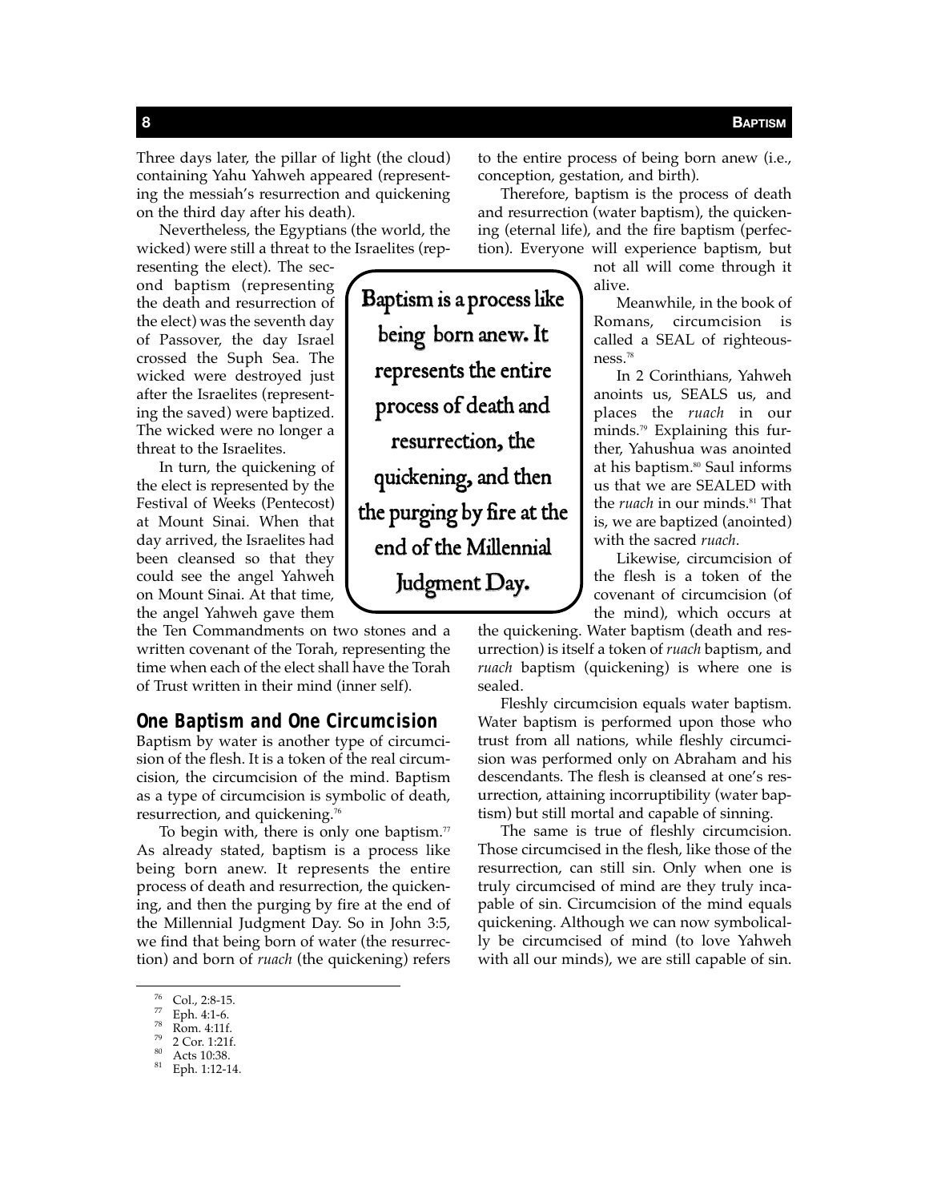Three days later, the pillar of light (the cloud) containing Yahu Yahweh appeared (representing the messiah's resurrection and quickening on the third day after his death).

Nevertheless, the Egyptians (the world, the wicked) were still a threat to the Israelites (representing the elect). The second baptism (representing the death and resurrection of the elect) was the seventh day of Passover, the day Israel crossed the Suph Sea. The wicked were destroyed just after the Israelites (representing the saved) were baptized. The wicked were no longer a threat to the Israelites.

In turn, the quickening of the elect is represented by the Festival of Weeks (Pentecost) at Mount Sinai. When that day arrived, the Israelites had been cleansed so that they could see the angel Yahweh on Mount Sinai. At that time, the angel Yahweh gave them the Ten Commandments on two stones and a written covenant of the Torah, representing the time when each of the elect shall have the Torah of Trust written in their mind (inner self).

> Baptism is a process like being born anew. It represents the entire process of death and resurrection, the quickening, and then the purging by fire at the end of the Millennial Judgment Day.

## One Baptism and One Circumcision

Baptism by water is another type of circumcision of the flesh. It is a token of the real circumcision, the circumcision of the mind. Baptism as a type of circumcision is symbolic of death, resurrection, and quickening.[76]

To begin with, there is only one baptism.[77] As already stated, baptism is a process like being born anew. It represents the entire process of death and resurrection, the quickening, and then the purging by fire at the end of the Millennial Judgment Day. So in John 3:5, we find that being born of water (the resurrection) and born of *ruach* (the quickening) refers to the entire process of being born anew (i.e., conception, gestation, and birth).

Therefore, baptism is the process of death and resurrection (water baptism), the quickening (eternal life), and the fire baptism (perfection). Everyone will experience baptism, but not all will come through it alive.

Meanwhile, in the book of Romans, circumcision is called a SEAL of righteousness.[78]

In 2 Corinthians, Yahweh anoints us, SEALS us, and places the *ruach* in our minds.[79] Explaining this further, Yahushua was anointed at his baptism.[80] Saul informs us that we are SEALED with the *ruach* in our minds.[81] That is, we are baptized (anointed) with the sacred *ruach*.

Likewise, circumcision of the flesh is a token of the covenant of circumcision (of the mind), which occurs at the quickening. Water baptism (death and resurrection) is itself a token of *ruach* baptism, and *ruach* baptism (quickening) is where one is sealed.

Fleshly circumcision equals water baptism. Water baptism is performed upon those who trust from all nations, while fleshly circumcision was performed only on Abraham and his descendants. The flesh is cleansed at one's resurrection, attaining incorruptibility (water baptism) but still mortal and capable of sinning.

The same is true of fleshly circumcision. Those circumcised in the flesh, like those of the resurrection, can still sin. Only when one is truly circumcised of mind are they truly incapable of sin. Circumcision of the mind equals quickening. Although we can now symbolically be circumcised of mind (to love Yahweh with all our minds), we are still capable of sin.

---

[76] Col., 2:8-15.
[77] Eph. 4:1-6.
[78] Rom. 4:11f.
[79] 2 Cor. 1:21f.
[80] Acts 10:38.
[81] Eph. 1:12-14.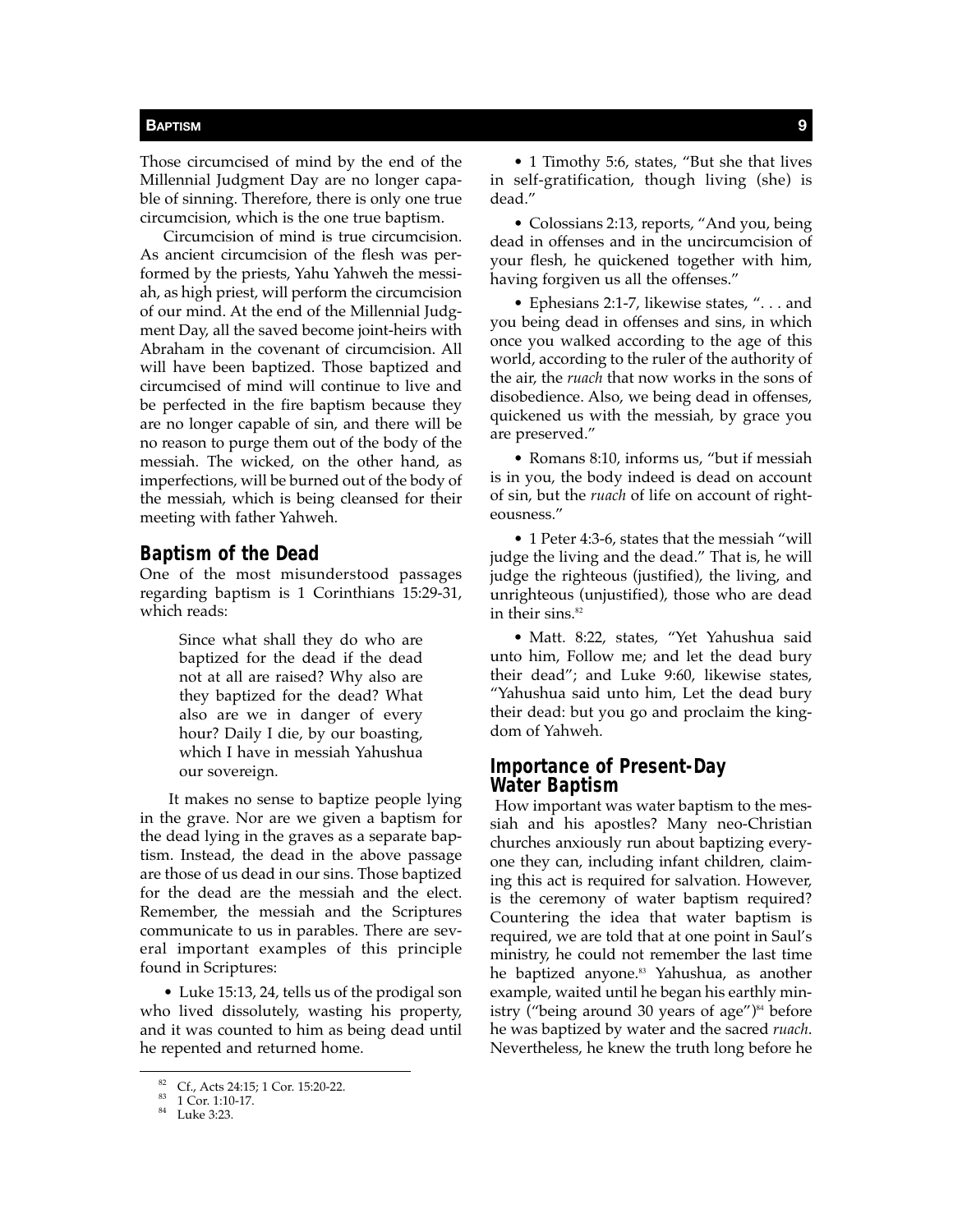Those circumcised of mind by the end of the Millennial Judgment Day are no longer capable of sinning. Therefore, there is only one true circumcision, which is the one true baptism.

Circumcision of mind is true circumcision. As ancient circumcision of the flesh was performed by the priests, Yahu Yahweh the messiah, as high priest, will perform the circumcision of our mind. At the end of the Millennial Judgment Day, all the saved become joint-heirs with Abraham in the covenant of circumcision. All will have been baptized. Those baptized and circumcised of mind will continue to live and be perfected in the fire baptism because they are no longer capable of sin, and there will be no reason to purge them out of the body of the messiah. The wicked, on the other hand, as imperfections, will be burned out of the body of the messiah, which is being cleansed for their meeting with father Yahweh.

## Baptism of the Dead

One of the most misunderstood passages regarding baptism is 1 Corinthians 15:29-31, which reads:

> Since what shall they do who are baptized for the dead if the dead not at all are raised? Why also are they baptized for the dead? What also are we in danger of every hour? Daily I die, by our boasting, which I have in messiah Yahushua our sovereign.

It makes no sense to baptize people lying in the grave. Nor are we given a baptism for the dead lying in the graves as a separate baptism. Instead, the dead in the above passage are those of us dead in our sins. Those baptized for the dead are the messiah and the elect. Remember, the messiah and the Scriptures communicate to us in parables. There are several important examples of this principle found in Scriptures:

- Luke 15:13, 24, tells us of the prodigal son who lived dissolutely, wasting his property, and it was counted to him as being dead until he repented and returned home.

- 1 Timothy 5:6, states, "But she that lives in self-gratification, though living (she) is dead."

- Colossians 2:13, reports, "And you, being dead in offenses and in the uncircumcision of your flesh, he quickened together with him, having forgiven us all the offenses."

- Ephesians 2:1-7, likewise states, ". . . and you being dead in offenses and sins, in which once you walked according to the age of this world, according to the ruler of the authority of the air, the *ruach* that now works in the sons of disobedience. Also, we being dead in offenses, quickened us with the messiah, by grace you are preserved."

- Romans 8:10, informs us, "but if messiah is in you, the body indeed is dead on account of sin, but the *ruach* of life on account of righteousness."

- 1 Peter 4:3-6, states that the messiah "will judge the living and the dead." That is, he will judge the righteous (justified), the living, and unrighteous (unjustified), those who are dead in their sins.[82]

- Matt. 8:22, states, "Yet Yahushua said unto him, Follow me; and let the dead bury their dead"; and Luke 9:60, likewise states, "Yahushua said unto him, Let the dead bury their dead: but you go and proclaim the kingdom of Yahweh.

## Importance of Present-Day Water Baptism

How important was water baptism to the messiah and his apostles? Many neo-Christian churches anxiously run about baptizing everyone they can, including infant children, claiming this act is required for salvation. However, is the ceremony of water baptism required? Countering the idea that water baptism is required, we are told that at one point in Saul's ministry, he could not remember the last time he baptized anyone.[83] Yahushua, as another example, waited until he began his earthly ministry ("being around 30 years of age")[84] before he was baptized by water and the sacred *ruach*. Nevertheless, he knew the truth long before he

---

[82] Cf., Acts 24:15; 1 Cor. 15:20-22.

[83] 1 Cor. 1:10-17.

[84] Luke 3:23.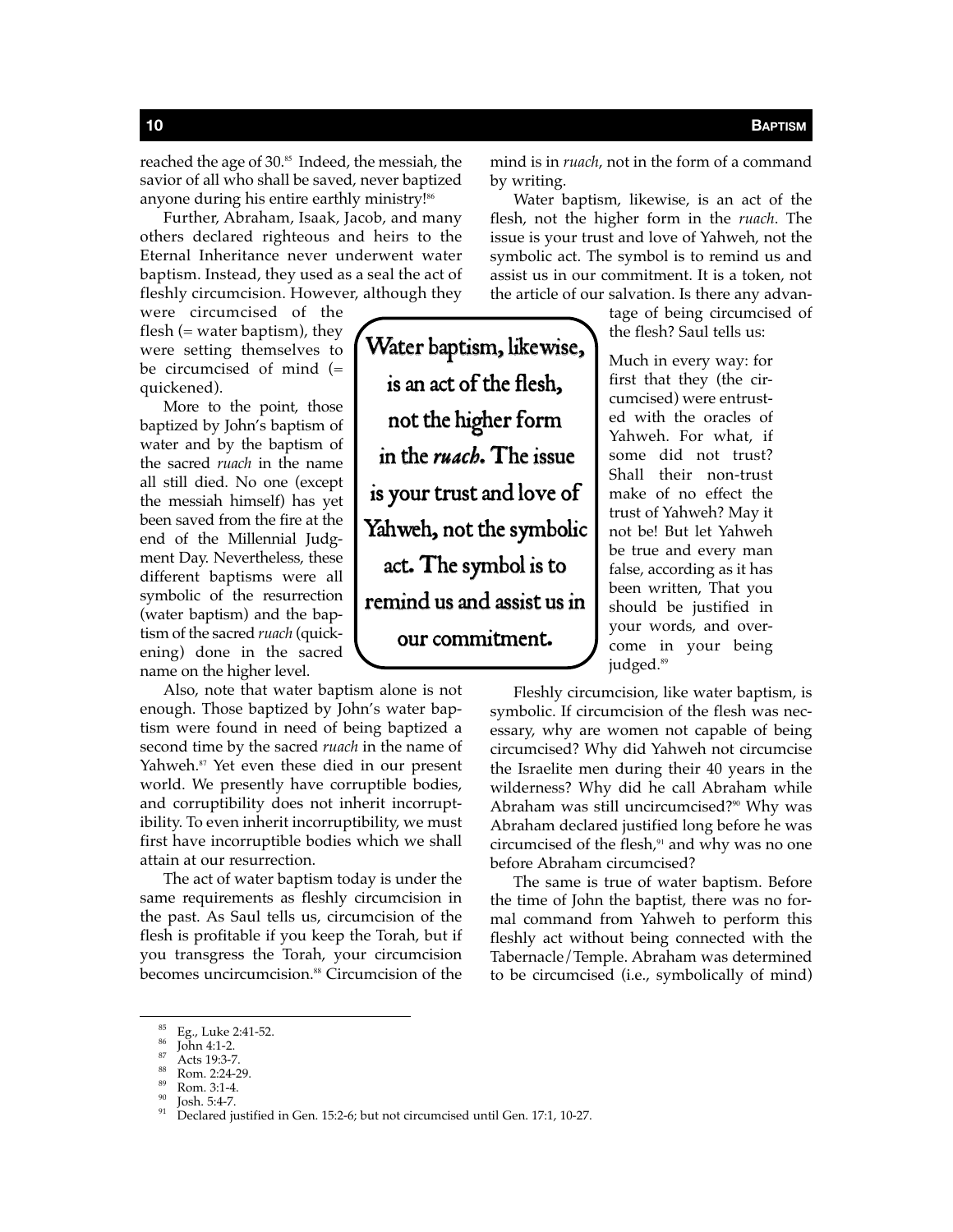reached the age of 30.[85] Indeed, the messiah, the savior of all who shall be saved, never baptized anyone during his entire earthly ministry![86]

Further, Abraham, Isaak, Jacob, and many others declared righteous and heirs to the Eternal Inheritance never underwent water baptism. Instead, they used as a seal the act of fleshly circumcision. However, although they were circumcised of the flesh (= water baptism), they were setting themselves to be circumcised of mind (= quickened).

More to the point, those baptized by John's baptism of water and by the baptism of the sacred *ruach* in the name all still died. No one (except the messiah himself) has yet been saved from the fire at the end of the Millennial Judgment Day. Nevertheless, these different baptisms were all symbolic of the resurrection (water baptism) and the baptism of the sacred *ruach* (quickening) done in the sacred name on the higher level.

Also, note that water baptism alone is not enough. Those baptized by John's water baptism were found in need of being baptized a second time by the sacred *ruach* in the name of Yahweh.[87] Yet even these died in our present world. We presently have corruptible bodies, and corruptibility does not inherit incorruptibility. To even inherit incorruptibility, we must first have incorruptible bodies which we shall attain at our resurrection.

The act of water baptism today is under the same requirements as fleshly circumcision in the past. As Saul tells us, circumcision of the flesh is profitable if you keep the Torah, but if you transgress the Torah, your circumcision becomes uncircumcision.[88] Circumcision of the mind is in *ruach*, not in the form of a command by writing.

Water baptism, likewise, is an act of the flesh, not the higher form in the *ruach*. The issue is your trust and love of Yahweh, not the symbolic act. The symbol is to remind us and assist us in our commitment. It is a token, not the article of our salvation. Is there any advantage of being circumcised of the flesh? Saul tells us:

> Much in every way: for first that they (the circumcised) were entrusted with the oracles of Yahweh. For what, if some did not trust? Shall their non-trust make of no effect the trust of Yahweh? May it not be! But let Yahweh be true and every man false, according as it has been written, That you should be justified in your words, and overcome in your being judged.[89]

> **Water baptism, likewise, is an act of the flesh, not the higher form in the *ruach*. The issue is your trust and love of Yahweh, not the symbolic act. The symbol is to remind us and assist us in our commitment.**

Fleshly circumcision, like water baptism, is symbolic. If circumcision of the flesh was necessary, why are women not capable of being circumcised? Why did Yahweh not circumcise the Israelite men during their 40 years in the wilderness? Why did he call Abraham while Abraham was still uncircumcised?[90] Why was Abraham declared justified long before he was circumcised of the flesh,[91] and why was no one before Abraham circumcised?

The same is true of water baptism. Before the time of John the baptist, there was no formal command from Yahweh to perform this fleshly act without being connected with the Tabernacle/Temple. Abraham was determined to be circumcised (i.e., symbolically of mind)

---

[85] Eg., Luke 2:41-52.

[86] John 4:1-2.

[87] Acts 19:3-7.

[88] Rom. 2:24-29.

[89] Rom. 3:1-4.

[90] Josh. 5:4-7.

[91] Declared justified in Gen. 15:2-6; but not circumcised until Gen. 17:1, 10-27.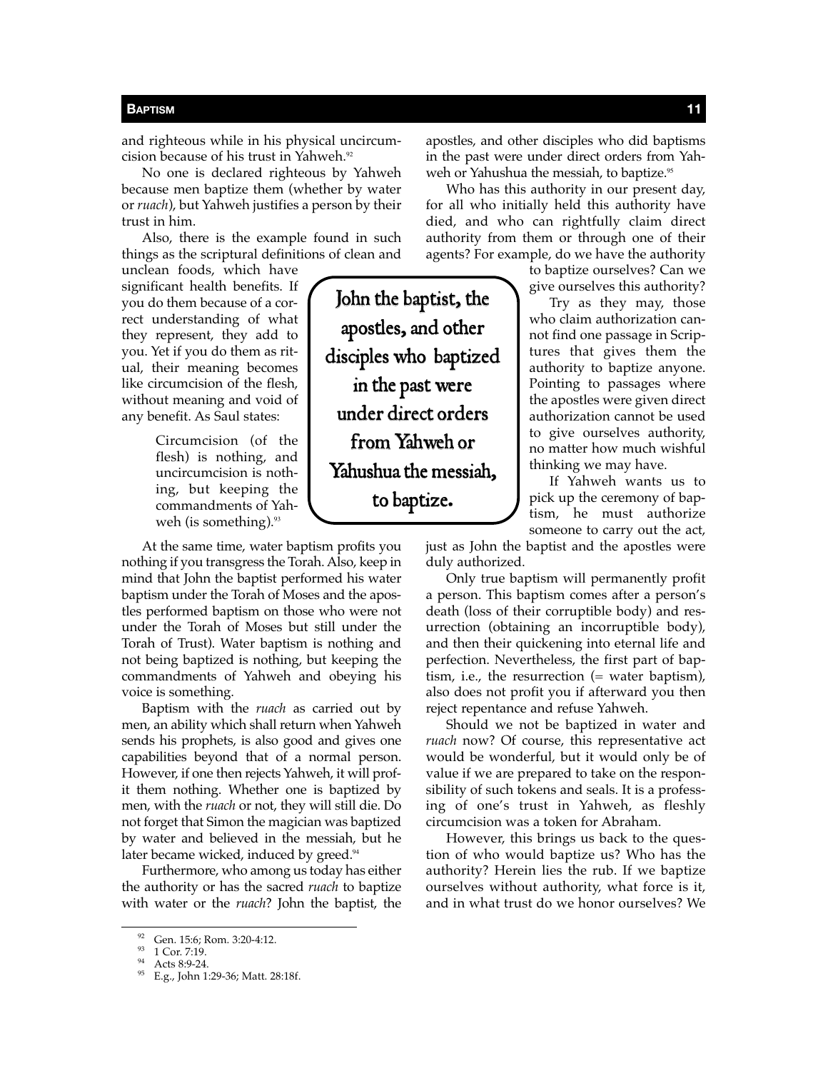and righteous while in his physical uncircumcision because of his trust in Yahweh.[92]

No one is declared righteous by Yahweh because men baptize them (whether by water or *ruach*), but Yahweh justifies a person by their trust in him.

Also, there is the example found in such things as the scriptural definitions of clean and unclean foods, which have significant health benefits. If you do them because of a correct understanding of what they represent, they add to you. Yet if you do them as ritual, their meaning becomes like circumcision of the flesh, without meaning and void of any benefit. As Saul states:

> Circumcision (of the flesh) is nothing, and uncircumcision is nothing, but keeping the commandments of Yahweh (is something).[93]

At the same time, water baptism profits you nothing if you transgress the Torah. Also, keep in mind that John the baptist performed his water baptism under the Torah of Moses and the apostles performed baptism on those who were not under the Torah of Moses but still under the Torah of Trust). Water baptism is nothing and not being baptized is nothing, but keeping the commandments of Yahweh and obeying his voice is something.

Baptism with the *ruach* as carried out by men, an ability which shall return when Yahweh sends his prophets, is also good and gives one capabilities beyond that of a normal person. However, if one then rejects Yahweh, it will profit them nothing. Whether one is baptized by men, with the *ruach* or not, they will still die. Do not forget that Simon the magician was baptized by water and believed in the messiah, but he later became wicked, induced by greed.[94]

Furthermore, who among us today has either the authority or has the sacred *ruach* to baptize with water or the *ruach*? John the baptist, the apostles, and other disciples who did baptisms in the past were under direct orders from Yahweh or Yahushua the messiah, to baptize.[95]

Who has this authority in our present day, for all who initially held this authority have died, and who can rightfully claim direct authority from them or through one of their agents? For example, do we have the authority to baptize ourselves? Can we give ourselves this authority?

> John the baptist, the apostles, and other disciples who baptized in the past were under direct orders from Yahweh or Yahushua the messiah, to baptize.

Try as they may, those who claim authorization cannot find one passage in Scriptures that gives them the authority to baptize anyone. Pointing to passages where the apostles were given direct authorization cannot be used to give ourselves authority, no matter how much wishful thinking we may have.

If Yahweh wants us to pick up the ceremony of baptism, he must authorize someone to carry out the act, just as John the baptist and the apostles were duly authorized.

Only true baptism will permanently profit a person. This baptism comes after a person's death (loss of their corruptible body) and resurrection (obtaining an incorruptible body), and then their quickening into eternal life and perfection. Nevertheless, the first part of baptism, i.e., the resurrection (= water baptism), also does not profit you if afterward you then reject repentance and refuse Yahweh.

Should we not be baptized in water and *ruach* now? Of course, this representative act would be wonderful, but it would only be of value if we are prepared to take on the responsibility of such tokens and seals. It is a professing of one's trust in Yahweh, as fleshly circumcision was a token for Abraham.

However, this brings us back to the question of who would baptize us? Who has the authority? Herein lies the rub. If we baptize ourselves without authority, what force is it, and in what trust do we honor ourselves? We

---

[92] Gen. 15:6; Rom. 3:20-4:12.

[93] 1 Cor. 7:19.

[94] Acts 8:9-24.

[95] E.g., John 1:29-36; Matt. 28:18f.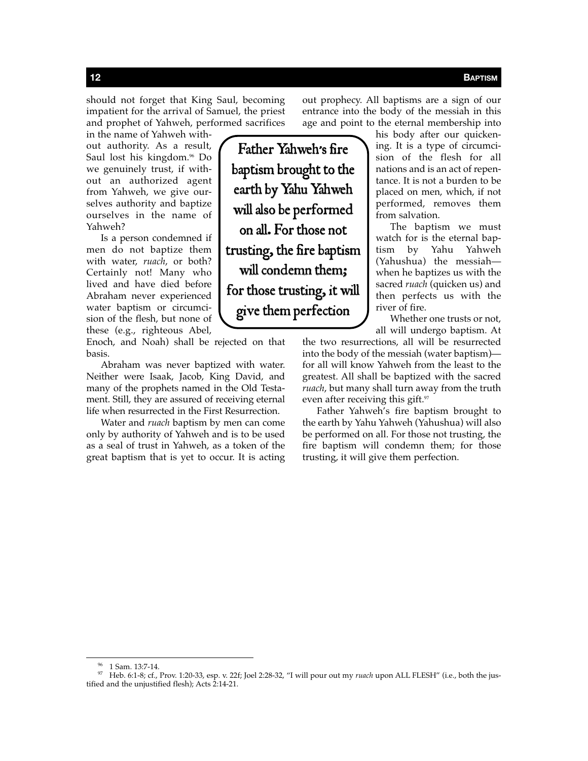should not forget that King Saul, becoming impatient for the arrival of Samuel, the priest and prophet of Yahweh, performed sacrifices in the name of Yahweh without authority. As a result, Saul lost his kingdom.[96] Do we genuinely trust, if without an authorized agent from Yahweh, we give ourselves authority and baptize ourselves in the name of Yahweh?

Is a person condemned if men do not baptize them with water, *ruach*, or both? Certainly not! Many who lived and have died before Abraham never experienced water baptism or circumcision of the flesh, but none of these (e.g., righteous Abel, Enoch, and Noah) shall be rejected on that basis.

Abraham was never baptized with water. Neither were Isaak, Jacob, King David, and many of the prophets named in the Old Testament. Still, they are assured of receiving eternal life when resurrected in the First Resurrection.

Water and *ruach* baptism by men can come only by authority of Yahweh and is to be used as a seal of trust in Yahweh, as a token of the great baptism that is yet to occur. It is acting out prophecy. All baptisms are a sign of our entrance into the body of the messiah in this age and point to the eternal membership into his body after our quickening. It is a type of circumcision of the flesh for all nations and is an act of repentance. It is not a burden to be placed on men, which, if not performed, removes them from salvation.

> Father Yahweh's fire baptism brought to the earth by Yahu Yahweh will also be performed on all. For those not trusting, the fire baptism will condemn them; for those trusting, it will give them perfection

The baptism we must watch for is the eternal baptism by Yahu Yahweh (Yahushua) the messiah—when he baptizes us with the sacred *ruach* (quicken us) and then perfects us with the river of fire.

Whether one trusts or not, all will undergo baptism. At the two resurrections, all will be resurrected into the body of the messiah (water baptism)—for all will know Yahweh from the least to the greatest. All shall be baptized with the sacred *ruach*, but many shall turn away from the truth even after receiving this gift.[97]

Father Yahweh's fire baptism brought to the earth by Yahu Yahweh (Yahushua) will also be performed on all. For those not trusting, the fire baptism will condemn them; for those trusting, it will give them perfection.

---

[96] 1 Sam. 13:7-14.

[97] Heb. 6:1-8; cf., Prov. 1:20-33, esp. v. 22f; Joel 2:28-32, "I will pour out my *ruach* upon ALL FLESH" (i.e., both the justified and the unjustified flesh); Acts 2:14-21.